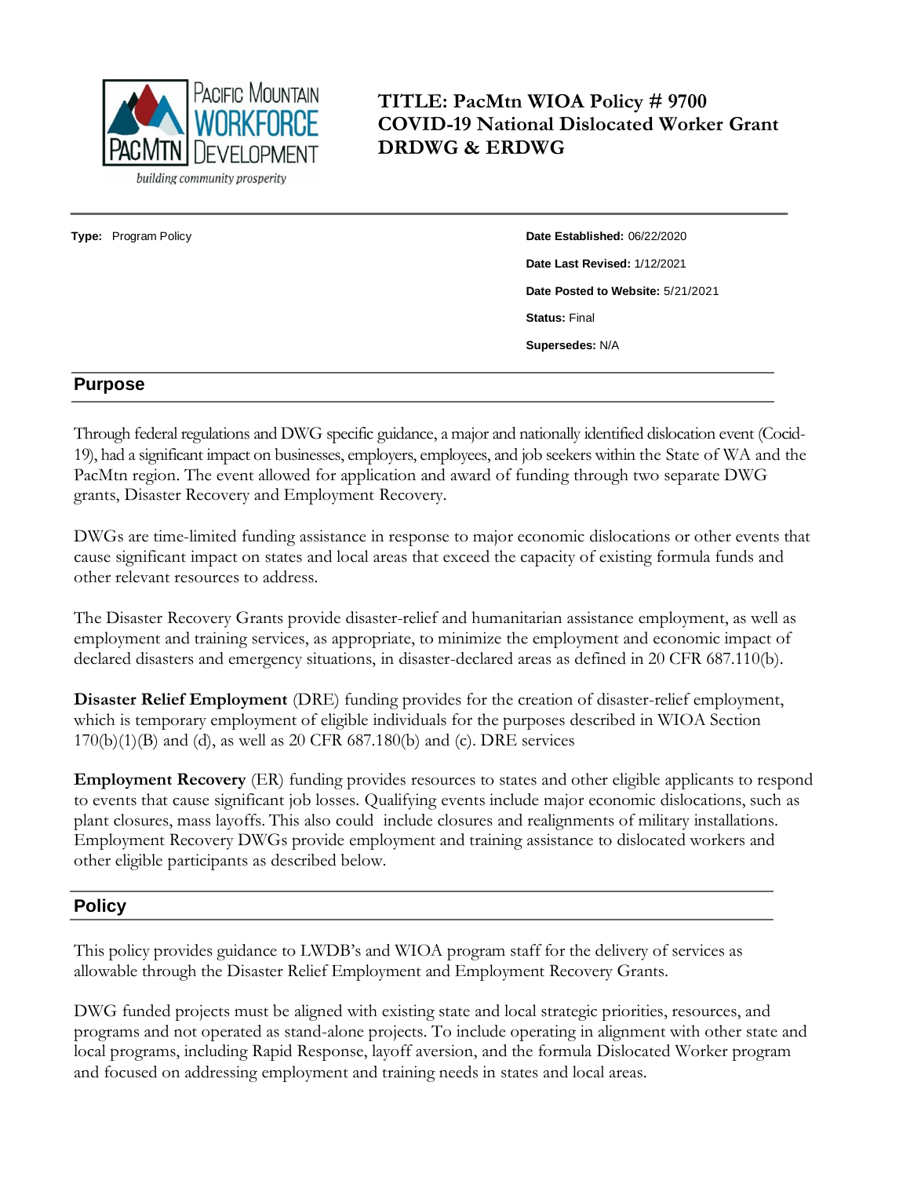# TITLE: PacMtn WIOA Policy # 9700 COVID-19 National Dislocated Worker Grant DRDWG & ERDWG

**Type:** Program Policy

**Date Established:** 06/22/2020

**Date Last Revised:** 1/12/2021

**Date Posted to Website:** 5/21/2021

**Status:** Final

**Supersedes:** N/A

## Purpose

Through federal regulations and DWG specific guidance, a major and nationally identified dislocation event (Cocid-19), had a significant impact on businesses, employers, employees, and job seekers within the State of WA and the PacMtn region. The event allowed for application and award of funding through two separate DWG grants, Disaster Recovery and Employment Recovery.

DWGs are time-limited funding assistance in response to major economic dislocations or other events that cause significant impact on states and local areas that exceed the capacity of existing formula funds and other relevant resources to address.

The Disaster Recovery Grants provide disaster-relief and humanitarian assistance employment, as well as employment and training services, as appropriate, to minimize the employment and economic impact of declared disasters and emergency situations, in disaster-declared areas as defined in 20 CFR 687.110(b).

**Disaster Relief Employment** (DRE) funding provides for the creation of disaster-relief employment, which is temporary employment of eligible individuals for the purposes described in WIOA Section 170(b)(1)(B) and (d), as well as 20 CFR 687.180(b) and (c). DRE services

**Employment Recovery** (ER) funding provides resources to states and other eligible applicants to respond to events that cause significant job losses. Qualifying events include major economic dislocations, such as plant closures, mass layoffs. This also could include closures and realignments of military installations. Employment Recovery DWGs provide employment and training assistance to dislocated workers and other eligible participants as described below.

## Policy

This policy provides guidance to LWDB's and WIOA program staff for the delivery of services as allowable through the Disaster Relief Employment and Employment Recovery Grants.

DWG funded projects must be aligned with existing state and local strategic priorities, resources, and programs and not operated as stand-alone projects. To include operating in alignment with other state and local programs, including Rapid Response, layoff aversion, and the formula Dislocated Worker program and focused on addressing employment and training needs in states and local areas.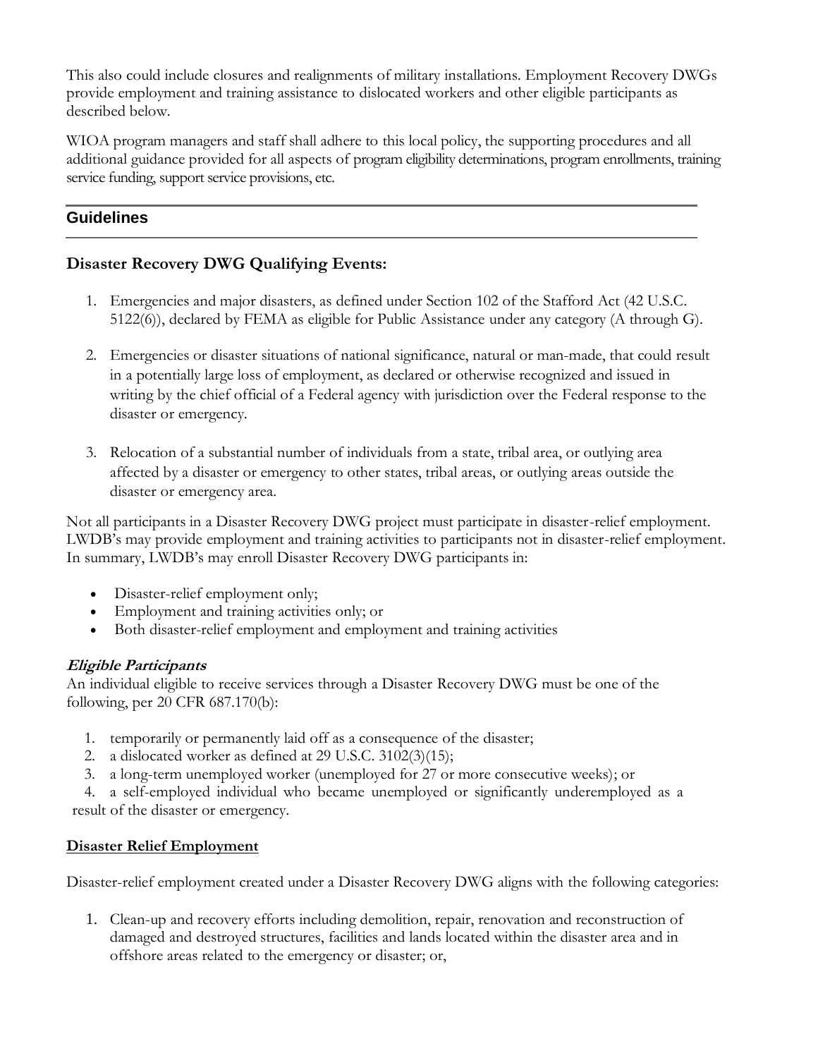This also could include closures and realignments of military installations. Employment Recovery DWGs provide employment and training assistance to dislocated workers and other eligible participants as described below.

WIOA program managers and staff shall adhere to this local policy, the supporting procedures and all additional guidance provided for all aspects of program eligibility determinations, program enrollments, training service funding, support service provisions, etc.

## Guidelines

### Disaster Recovery DWG Qualifying Events:

1. Emergencies and major disasters, as defined under Section 102 of the Stafford Act (42 U.S.C. 5122(6)), declared by FEMA as eligible for Public Assistance under any category (A through G).

2. Emergencies or disaster situations of national significance, natural or man-made, that could result in a potentially large loss of employment, as declared or otherwise recognized and issued in writing by the chief official of a Federal agency with jurisdiction over the Federal response to the disaster or emergency.

3. Relocation of a substantial number of individuals from a state, tribal area, or outlying area affected by a disaster or emergency to other states, tribal areas, or outlying areas outside the disaster or emergency area.

Not all participants in a Disaster Recovery DWG project must participate in disaster-relief employment. LWDB's may provide employment and training activities to participants not in disaster-relief employment. In summary, LWDB's may enroll Disaster Recovery DWG participants in:

- Disaster-relief employment only;
- Employment and training activities only; or
- Both disaster-relief employment and employment and training activities

***Eligible Participants***

An individual eligible to receive services through a Disaster Recovery DWG must be one of the following, per 20 CFR 687.170(b):

1. temporarily or permanently laid off as a consequence of the disaster;
2. a dislocated worker as defined at 29 U.S.C. 3102(3)(15);
3. a long-term unemployed worker (unemployed for 27 or more consecutive weeks); or
4. a self-employed individual who became unemployed or significantly underemployed as a result of the disaster or emergency.

**Disaster Relief Employment**

Disaster-relief employment created under a Disaster Recovery DWG aligns with the following categories:

1. Clean-up and recovery efforts including demolition, repair, renovation and reconstruction of damaged and destroyed structures, facilities and lands located within the disaster area and in offshore areas related to the emergency or disaster; or,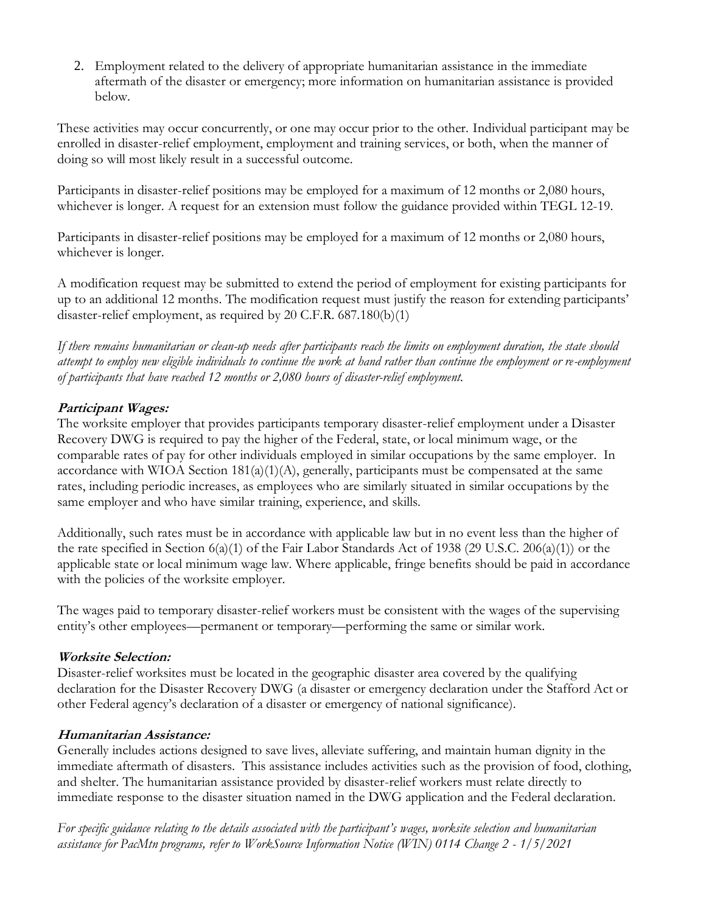2. Employment related to the delivery of appropriate humanitarian assistance in the immediate aftermath of the disaster or emergency; more information on humanitarian assistance is provided below.

These activities may occur concurrently, or one may occur prior to the other. Individual participant may be enrolled in disaster-relief employment, employment and training services, or both, when the manner of doing so will most likely result in a successful outcome.

Participants in disaster-relief positions may be employed for a maximum of 12 months or 2,080 hours, whichever is longer. A request for an extension must follow the guidance provided within TEGL 12-19.

Participants in disaster-relief positions may be employed for a maximum of 12 months or 2,080 hours, whichever is longer.

A modification request may be submitted to extend the period of employment for existing participants for up to an additional 12 months. The modification request must justify the reason for extending participants' disaster-relief employment, as required by 20 C.F.R. 687.180(b)(1)

*If there remains humanitarian or clean-up needs after participants reach the limits on employment duration, the state should attempt to employ new eligible individuals to continue the work at hand rather than continue the employment or re-employment of participants that have reached 12 months or 2,080 hours of disaster-relief employment.*

**Participant Wages:**
The worksite employer that provides participants temporary disaster-relief employment under a Disaster Recovery DWG is required to pay the higher of the Federal, state, or local minimum wage, or the comparable rates of pay for other individuals employed in similar occupations by the same employer. In accordance with WIOA Section 181(a)(1)(A), generally, participants must be compensated at the same rates, including periodic increases, as employees who are similarly situated in similar occupations by the same employer and who have similar training, experience, and skills.

Additionally, such rates must be in accordance with applicable law but in no event less than the higher of the rate specified in Section 6(a)(1) of the Fair Labor Standards Act of 1938 (29 U.S.C. 206(a)(1)) or the applicable state or local minimum wage law. Where applicable, fringe benefits should be paid in accordance with the policies of the worksite employer.

The wages paid to temporary disaster-relief workers must be consistent with the wages of the supervising entity's other employees—permanent or temporary—performing the same or similar work.

**Worksite Selection:**
Disaster-relief worksites must be located in the geographic disaster area covered by the qualifying declaration for the Disaster Recovery DWG (a disaster or emergency declaration under the Stafford Act or other Federal agency's declaration of a disaster or emergency of national significance).

**Humanitarian Assistance:**
Generally includes actions designed to save lives, alleviate suffering, and maintain human dignity in the immediate aftermath of disasters. This assistance includes activities such as the provision of food, clothing, and shelter. The humanitarian assistance provided by disaster-relief workers must relate directly to immediate response to the disaster situation named in the DWG application and the Federal declaration.

*For specific guidance relating to the details associated with the participant's wages, worksite selection and humanitarian assistance for PacMtn programs, refer to WorkSource Information Notice (WIN) 0114 Change 2 - 1/5/2021*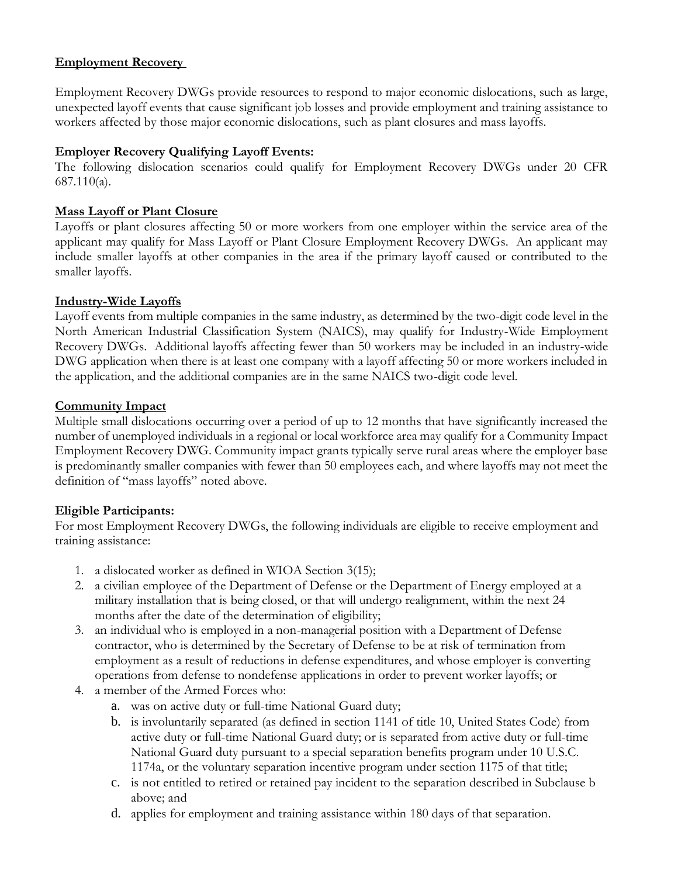## Employment Recovery

Employment Recovery DWGs provide resources to respond to major economic dislocations, such as large, unexpected layoff events that cause significant job losses and provide employment and training assistance to workers affected by those major economic dislocations, such as plant closures and mass layoffs.

### Employer Recovery Qualifying Layoff Events:

The following dislocation scenarios could qualify for Employment Recovery DWGs under 20 CFR 687.110(a).

#### Mass Layoff or Plant Closure

Layoffs or plant closures affecting 50 or more workers from one employer within the service area of the applicant may qualify for Mass Layoff or Plant Closure Employment Recovery DWGs. An applicant may include smaller layoffs at other companies in the area if the primary layoff caused or contributed to the smaller layoffs.

#### Industry-Wide Layoffs

Layoff events from multiple companies in the same industry, as determined by the two-digit code level in the North American Industrial Classification System (NAICS), may qualify for Industry-Wide Employment Recovery DWGs. Additional layoffs affecting fewer than 50 workers may be included in an industry-wide DWG application when there is at least one company with a layoff affecting 50 or more workers included in the application, and the additional companies are in the same NAICS two-digit code level.

#### Community Impact

Multiple small dislocations occurring over a period of up to 12 months that have significantly increased the number of unemployed individuals in a regional or local workforce area may qualify for a Community Impact Employment Recovery DWG. Community impact grants typically serve rural areas where the employer base is predominantly smaller companies with fewer than 50 employees each, and where layoffs may not meet the definition of "mass layoffs" noted above.

### Eligible Participants:

For most Employment Recovery DWGs, the following individuals are eligible to receive employment and training assistance:

1. a dislocated worker as defined in WIOA Section 3(15);
2. a civilian employee of the Department of Defense or the Department of Energy employed at a military installation that is being closed, or that will undergo realignment, within the next 24 months after the date of the determination of eligibility;
3. an individual who is employed in a non-managerial position with a Department of Defense contractor, who is determined by the Secretary of Defense to be at risk of termination from employment as a result of reductions in defense expenditures, and whose employer is converting operations from defense to nondefense applications in order to prevent worker layoffs; or
4. a member of the Armed Forces who:
   a. was on active duty or full-time National Guard duty;
   b. is involuntarily separated (as defined in section 1141 of title 10, United States Code) from active duty or full-time National Guard duty; or is separated from active duty or full-time National Guard duty pursuant to a special separation benefits program under 10 U.S.C. 1174a, or the voluntary separation incentive program under section 1175 of that title;
   c. is not entitled to retired or retained pay incident to the separation described in Subclause b above; and
   d. applies for employment and training assistance within 180 days of that separation.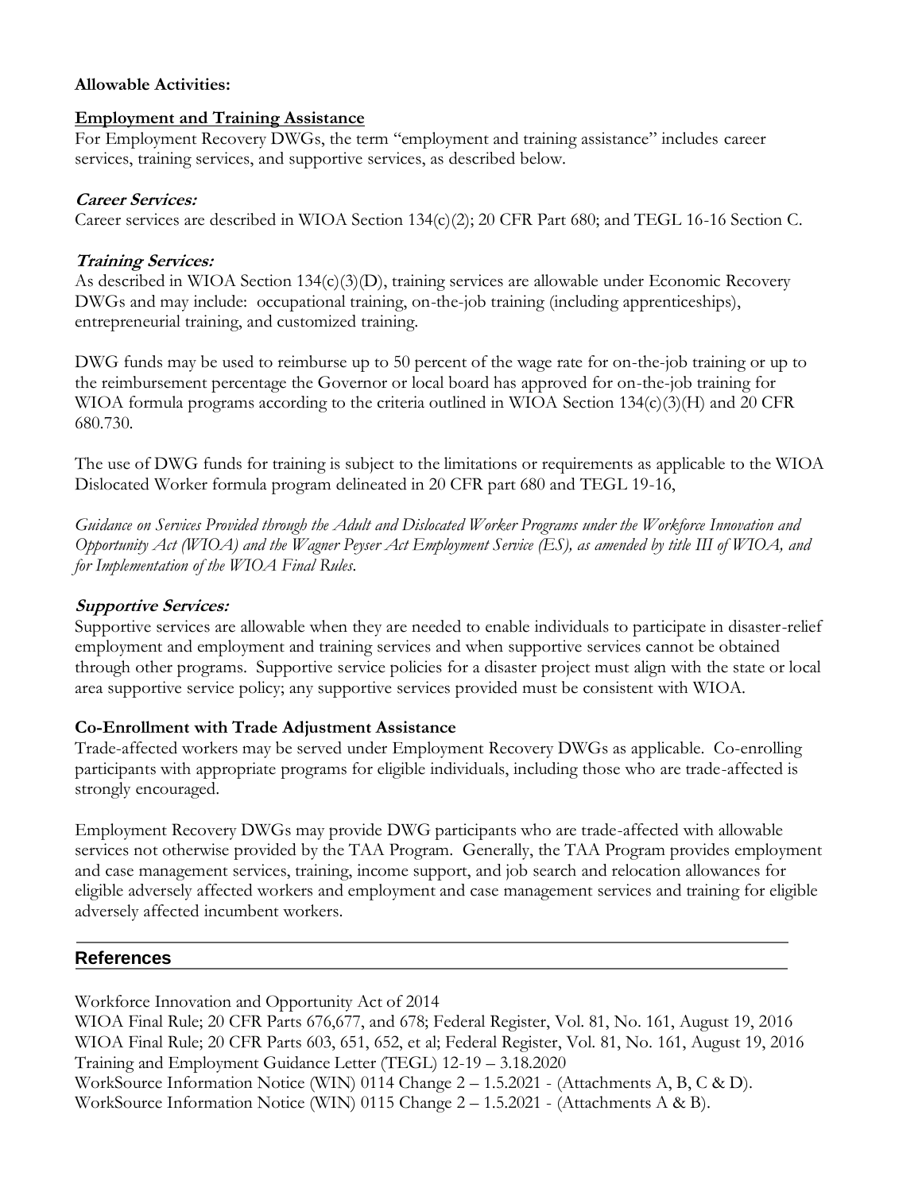**Allowable Activities:**

**Employment and Training Assistance**

For Employment Recovery DWGs, the term "employment and training assistance" includes career services, training services, and supportive services, as described below.

***Career Services:***

Career services are described in WIOA Section 134(c)(2); 20 CFR Part 680; and TEGL 16-16 Section C.

***Training Services:***

As described in WIOA Section 134(c)(3)(D), training services are allowable under Economic Recovery DWGs and may include: occupational training, on-the-job training (including apprenticeships), entrepreneurial training, and customized training.

DWG funds may be used to reimburse up to 50 percent of the wage rate for on-the-job training or up to the reimbursement percentage the Governor or local board has approved for on-the-job training for WIOA formula programs according to the criteria outlined in WIOA Section 134(c)(3)(H) and 20 CFR 680.730.

The use of DWG funds for training is subject to the limitations or requirements as applicable to the WIOA Dislocated Worker formula program delineated in 20 CFR part 680 and TEGL 19-16,

*Guidance on Services Provided through the Adult and Dislocated Worker Programs under the Workforce Innovation and Opportunity Act (WIOA) and the Wagner Peyser Act Employment Service (ES), as amended by title III of WIOA, and for Implementation of the WIOA Final Rules.*

***Supportive Services:***

Supportive services are allowable when they are needed to enable individuals to participate in disaster-relief employment and employment and training services and when supportive services cannot be obtained through other programs. Supportive service policies for a disaster project must align with the state or local area supportive service policy; any supportive services provided must be consistent with WIOA.

**Co-Enrollment with Trade Adjustment Assistance**

Trade-affected workers may be served under Employment Recovery DWGs as applicable. Co-enrolling participants with appropriate programs for eligible individuals, including those who are trade-affected is strongly encouraged.

Employment Recovery DWGs may provide DWG participants who are trade-affected with allowable services not otherwise provided by the TAA Program. Generally, the TAA Program provides employment and case management services, training, income support, and job search and relocation allowances for eligible adversely affected workers and employment and case management services and training for eligible adversely affected incumbent workers.

## References

Workforce Innovation and Opportunity Act of 2014
WIOA Final Rule; 20 CFR Parts 676,677, and 678; Federal Register, Vol. 81, No. 161, August 19, 2016
WIOA Final Rule; 20 CFR Parts 603, 651, 652, et al; Federal Register, Vol. 81, No. 161, August 19, 2016
Training and Employment Guidance Letter (TEGL) 12-19 – 3.18.2020
WorkSource Information Notice (WIN) 0114 Change 2 – 1.5.2021 - (Attachments A, B, C & D).
WorkSource Information Notice (WIN) 0115 Change 2 – 1.5.2021 - (Attachments A & B).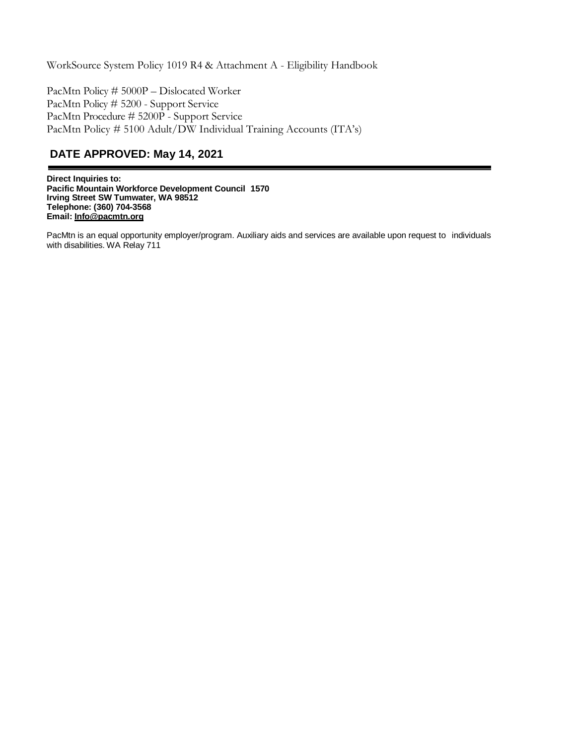WorkSource System Policy 1019 R4 & Attachment A - Eligibility Handbook

PacMtn Policy # 5000P – Dislocated Worker
PacMtn Policy # 5200 - Support Service
PacMtn Procedure # 5200P - Support Service
PacMtn Policy # 5100 Adult/DW Individual Training Accounts (ITA's)

## DATE APPROVED: May 14, 2021

---

**Direct Inquiries to:**
**Pacific Mountain Workforce Development Council 1570 Irving Street SW Tumwater, WA 98512**
**Telephone: (360) 704-3568**
**Email: Info@pacmtn.org**

PacMtn is an equal opportunity employer/program. Auxiliary aids and services are available upon request to individuals with disabilities. WA Relay 711